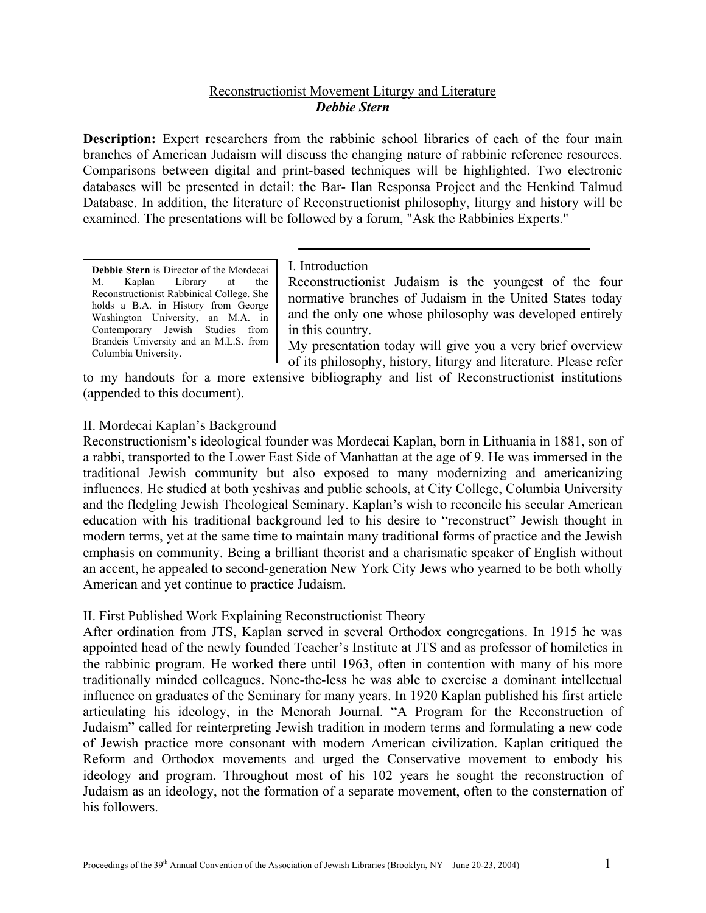# Reconstructionist Movement Liturgy and Literature

***Debbie Stern***

**Description:** Expert researchers from the rabbinic school libraries of each of the four main branches of American Judaism will discuss the changing nature of rabbinic reference resources. Comparisons between digital and print-based techniques will be highlighted. Two electronic databases will be presented in detail: the Bar- Ilan Responsa Project and the Henkind Talmud Database. In addition, the literature of Reconstructionist philosophy, liturgy and history will be examined. The presentations will be followed by a forum, "Ask the Rabbinics Experts."

---

**Debbie Stern** is Director of the Mordecai M. Kaplan Library at the Reconstructionist Rabbinical College. She holds a B.A. in History from George Washington University, an M.A. in Contemporary Jewish Studies from Brandeis University and an M.L.S. from Columbia University.

## I. Introduction

Reconstructionist Judaism is the youngest of the four normative branches of Judaism in the United States today and the only one whose philosophy was developed entirely in this country.

My presentation today will give you a very brief overview of its philosophy, history, liturgy and literature. Please refer to my handouts for a more extensive bibliography and list of Reconstructionist institutions (appended to this document).

## II. Mordecai Kaplan's Background

Reconstructionism's ideological founder was Mordecai Kaplan, born in Lithuania in 1881, son of a rabbi, transported to the Lower East Side of Manhattan at the age of 9. He was immersed in the traditional Jewish community but also exposed to many modernizing and americanizing influences. He studied at both yeshivas and public schools, at City College, Columbia University and the fledgling Jewish Theological Seminary. Kaplan's wish to reconcile his secular American education with his traditional background led to his desire to "reconstruct" Jewish thought in modern terms, yet at the same time to maintain many traditional forms of practice and the Jewish emphasis on community. Being a brilliant theorist and a charismatic speaker of English without an accent, he appealed to second-generation New York City Jews who yearned to be both wholly American and yet continue to practice Judaism.

## II. First Published Work Explaining Reconstructionist Theory

After ordination from JTS, Kaplan served in several Orthodox congregations. In 1915 he was appointed head of the newly founded Teacher's Institute at JTS and as professor of homiletics in the rabbinic program. He worked there until 1963, often in contention with many of his more traditionally minded colleagues. None-the-less he was able to exercise a dominant intellectual influence on graduates of the Seminary for many years. In 1920 Kaplan published his first article articulating his ideology, in the Menorah Journal. "A Program for the Reconstruction of Judaism" called for reinterpreting Jewish tradition in modern terms and formulating a new code of Jewish practice more consonant with modern American civilization. Kaplan critiqued the Reform and Orthodox movements and urged the Conservative movement to embody his ideology and program. Throughout most of his 102 years he sought the reconstruction of Judaism as an ideology, not the formation of a separate movement, often to the consternation of his followers.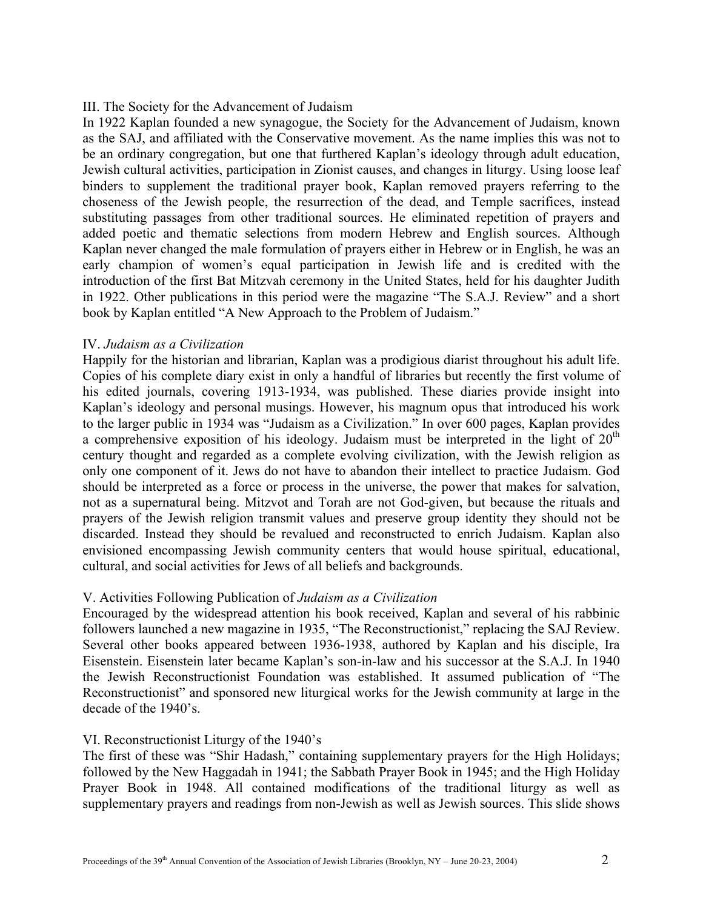## III. The Society for the Advancement of Judaism

In 1922 Kaplan founded a new synagogue, the Society for the Advancement of Judaism, known as the SAJ, and affiliated with the Conservative movement. As the name implies this was not to be an ordinary congregation, but one that furthered Kaplan's ideology through adult education, Jewish cultural activities, participation in Zionist causes, and changes in liturgy. Using loose leaf binders to supplement the traditional prayer book, Kaplan removed prayers referring to the choseness of the Jewish people, the resurrection of the dead, and Temple sacrifices, instead substituting passages from other traditional sources. He eliminated repetition of prayers and added poetic and thematic selections from modern Hebrew and English sources. Although Kaplan never changed the male formulation of prayers either in Hebrew or in English, he was an early champion of women's equal participation in Jewish life and is credited with the introduction of the first Bat Mitzvah ceremony in the United States, held for his daughter Judith in 1922. Other publications in this period were the magazine "The S.A.J. Review" and a short book by Kaplan entitled "A New Approach to the Problem of Judaism."

## IV. *Judaism as a Civilization*

Happily for the historian and librarian, Kaplan was a prodigious diarist throughout his adult life. Copies of his complete diary exist in only a handful of libraries but recently the first volume of his edited journals, covering 1913-1934, was published. These diaries provide insight into Kaplan's ideology and personal musings. However, his magnum opus that introduced his work to the larger public in 1934 was "Judaism as a Civilization." In over 600 pages, Kaplan provides a comprehensive exposition of his ideology. Judaism must be interpreted in the light of 20th century thought and regarded as a complete evolving civilization, with the Jewish religion as only one component of it. Jews do not have to abandon their intellect to practice Judaism. God should be interpreted as a force or process in the universe, the power that makes for salvation, not as a supernatural being. Mitzvot and Torah are not God-given, but because the rituals and prayers of the Jewish religion transmit values and preserve group identity they should not be discarded. Instead they should be revalued and reconstructed to enrich Judaism. Kaplan also envisioned encompassing Jewish community centers that would house spiritual, educational, cultural, and social activities for Jews of all beliefs and backgrounds.

## V. Activities Following Publication of *Judaism as a Civilization*

Encouraged by the widespread attention his book received, Kaplan and several of his rabbinic followers launched a new magazine in 1935, "The Reconstructionist," replacing the SAJ Review. Several other books appeared between 1936-1938, authored by Kaplan and his disciple, Ira Eisenstein. Eisenstein later became Kaplan's son-in-law and his successor at the S.A.J. In 1940 the Jewish Reconstructionist Foundation was established. It assumed publication of "The Reconstructionist" and sponsored new liturgical works for the Jewish community at large in the decade of the 1940's.

## VI. Reconstructionist Liturgy of the 1940's

The first of these was "Shir Hadash," containing supplementary prayers for the High Holidays; followed by the New Haggadah in 1941; the Sabbath Prayer Book in 1945; and the High Holiday Prayer Book in 1948. All contained modifications of the traditional liturgy as well as supplementary prayers and readings from non-Jewish as well as Jewish sources. This slide shows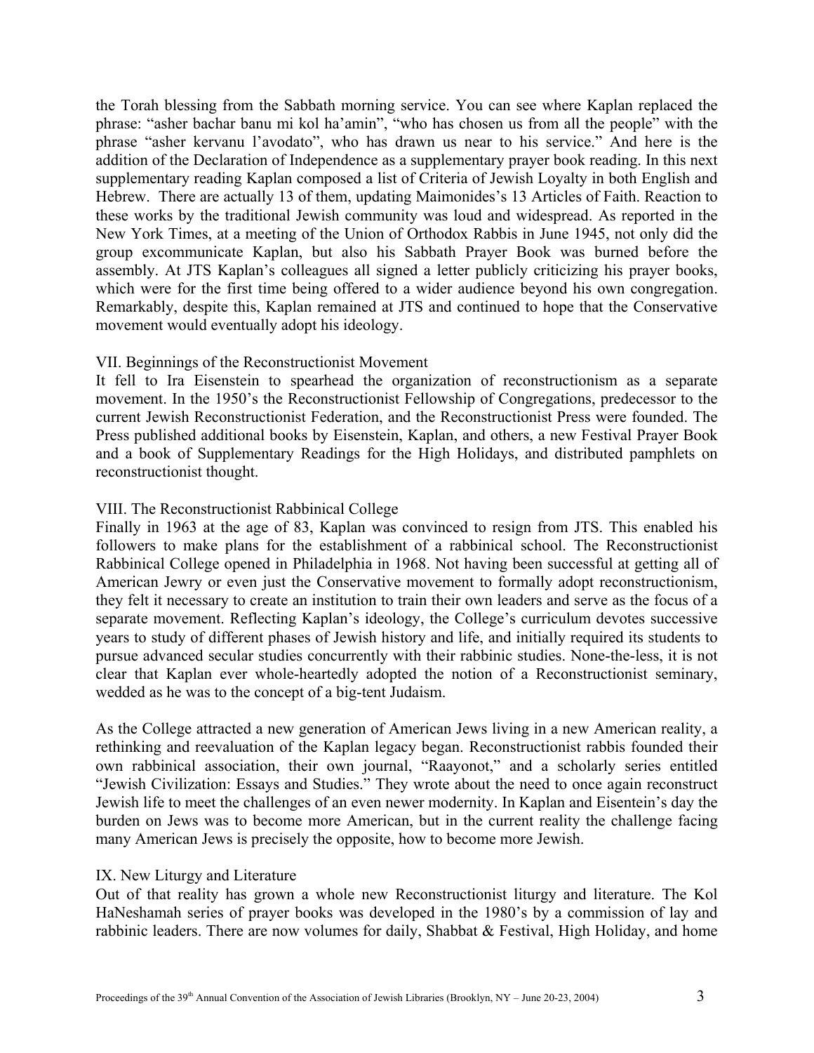the Torah blessing from the Sabbath morning service. You can see where Kaplan replaced the phrase: "asher bachar banu mi kol ha'amin", "who has chosen us from all the people" with the phrase "asher kervanu l'avodato", who has drawn us near to his service." And here is the addition of the Declaration of Independence as a supplementary prayer book reading. In this next supplementary reading Kaplan composed a list of Criteria of Jewish Loyalty in both English and Hebrew. There are actually 13 of them, updating Maimonides's 13 Articles of Faith. Reaction to these works by the traditional Jewish community was loud and widespread. As reported in the New York Times, at a meeting of the Union of Orthodox Rabbis in June 1945, not only did the group excommunicate Kaplan, but also his Sabbath Prayer Book was burned before the assembly. At JTS Kaplan's colleagues all signed a letter publicly criticizing his prayer books, which were for the first time being offered to a wider audience beyond his own congregation. Remarkably, despite this, Kaplan remained at JTS and continued to hope that the Conservative movement would eventually adopt his ideology.

## VII. Beginnings of the Reconstructionist Movement

It fell to Ira Eisenstein to spearhead the organization of reconstructionism as a separate movement. In the 1950's the Reconstructionist Fellowship of Congregations, predecessor to the current Jewish Reconstructionist Federation, and the Reconstructionist Press were founded. The Press published additional books by Eisenstein, Kaplan, and others, a new Festival Prayer Book and a book of Supplementary Readings for the High Holidays, and distributed pamphlets on reconstructionist thought.

## VIII. The Reconstructionist Rabbinical College

Finally in 1963 at the age of 83, Kaplan was convinced to resign from JTS. This enabled his followers to make plans for the establishment of a rabbinical school. The Reconstructionist Rabbinical College opened in Philadelphia in 1968. Not having been successful at getting all of American Jewry or even just the Conservative movement to formally adopt reconstructionism, they felt it necessary to create an institution to train their own leaders and serve as the focus of a separate movement. Reflecting Kaplan's ideology, the College's curriculum devotes successive years to study of different phases of Jewish history and life, and initially required its students to pursue advanced secular studies concurrently with their rabbinic studies. None-the-less, it is not clear that Kaplan ever whole-heartedly adopted the notion of a Reconstructionist seminary, wedded as he was to the concept of a big-tent Judaism.

As the College attracted a new generation of American Jews living in a new American reality, a rethinking and reevaluation of the Kaplan legacy began. Reconstructionist rabbis founded their own rabbinical association, their own journal, "Raayonot," and a scholarly series entitled "Jewish Civilization: Essays and Studies." They wrote about the need to once again reconstruct Jewish life to meet the challenges of an even newer modernity. In Kaplan and Eisentein's day the burden on Jews was to become more American, but in the current reality the challenge facing many American Jews is precisely the opposite, how to become more Jewish.

## IX. New Liturgy and Literature

Out of that reality has grown a whole new Reconstructionist liturgy and literature. The Kol HaNeshamah series of prayer books was developed in the 1980's by a commission of lay and rabbinic leaders. There are now volumes for daily, Shabbat & Festival, High Holiday, and home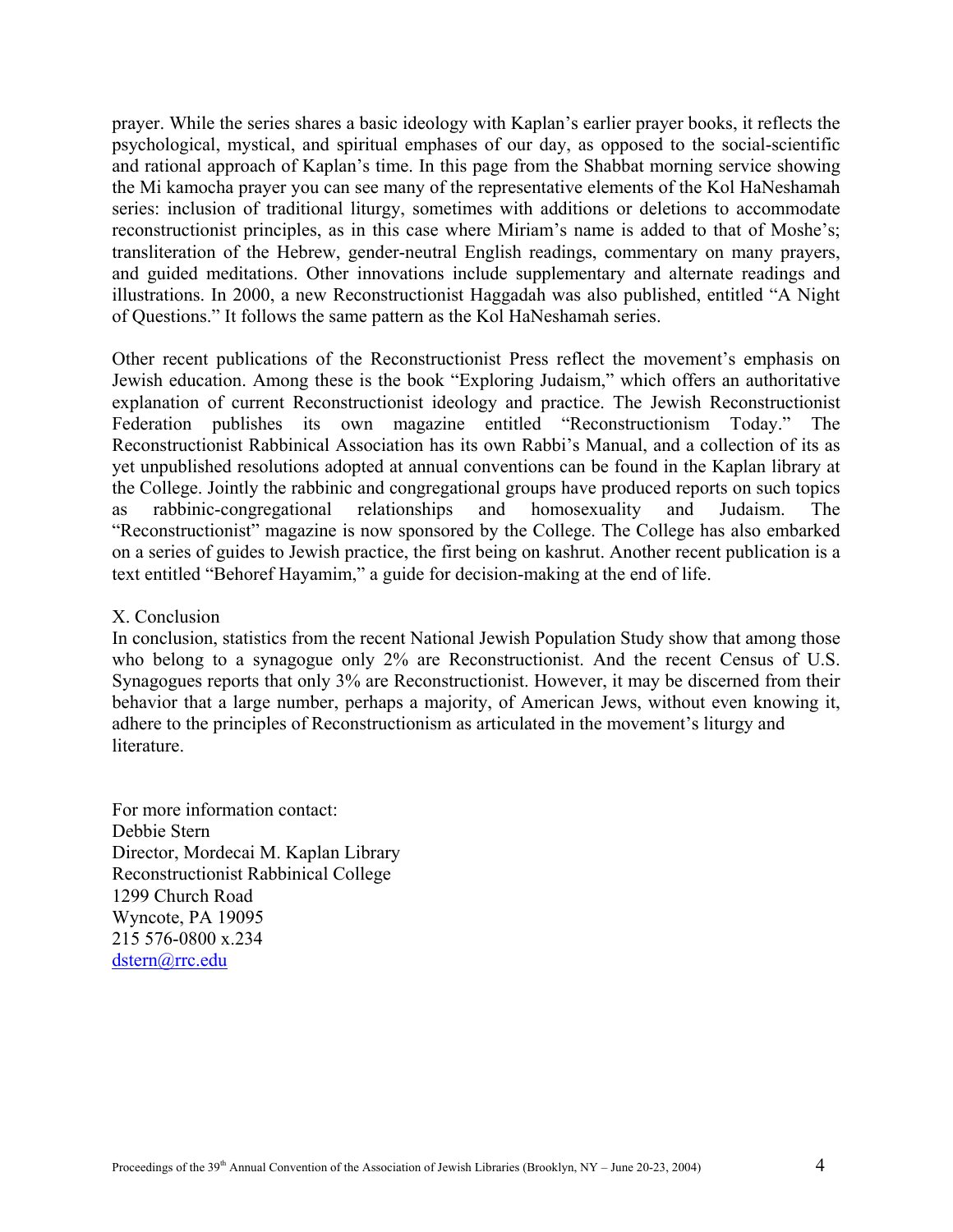prayer. While the series shares a basic ideology with Kaplan's earlier prayer books, it reflects the psychological, mystical, and spiritual emphases of our day, as opposed to the social-scientific and rational approach of Kaplan's time. In this page from the Shabbat morning service showing the Mi kamocha prayer you can see many of the representative elements of the Kol HaNeshamah series: inclusion of traditional liturgy, sometimes with additions or deletions to accommodate reconstructionist principles, as in this case where Miriam's name is added to that of Moshe's; transliteration of the Hebrew, gender-neutral English readings, commentary on many prayers, and guided meditations. Other innovations include supplementary and alternate readings and illustrations. In 2000, a new Reconstructionist Haggadah was also published, entitled "A Night of Questions." It follows the same pattern as the Kol HaNeshamah series.

Other recent publications of the Reconstructionist Press reflect the movement's emphasis on Jewish education. Among these is the book "Exploring Judaism," which offers an authoritative explanation of current Reconstructionist ideology and practice. The Jewish Reconstructionist Federation publishes its own magazine entitled "Reconstructionism Today." The Reconstructionist Rabbinical Association has its own Rabbi's Manual, and a collection of its as yet unpublished resolutions adopted at annual conventions can be found in the Kaplan library at the College. Jointly the rabbinic and congregational groups have produced reports on such topics as rabbinic-congregational relationships and homosexuality and Judaism. The "Reconstructionist" magazine is now sponsored by the College. The College has also embarked on a series of guides to Jewish practice, the first being on kashrut. Another recent publication is a text entitled "Behoref Hayamim," a guide for decision-making at the end of life.

## X. Conclusion

In conclusion, statistics from the recent National Jewish Population Study show that among those who belong to a synagogue only 2% are Reconstructionist. And the recent Census of U.S. Synagogues reports that only 3% are Reconstructionist. However, it may be discerned from their behavior that a large number, perhaps a majority, of American Jews, without even knowing it, adhere to the principles of Reconstructionism as articulated in the movement's liturgy and literature.

For more information contact:
Debbie Stern
Director, Mordecai M. Kaplan Library
Reconstructionist Rabbinical College
1299 Church Road
Wyncote, PA 19095
215 576-0800 x.234
dstern@rrc.edu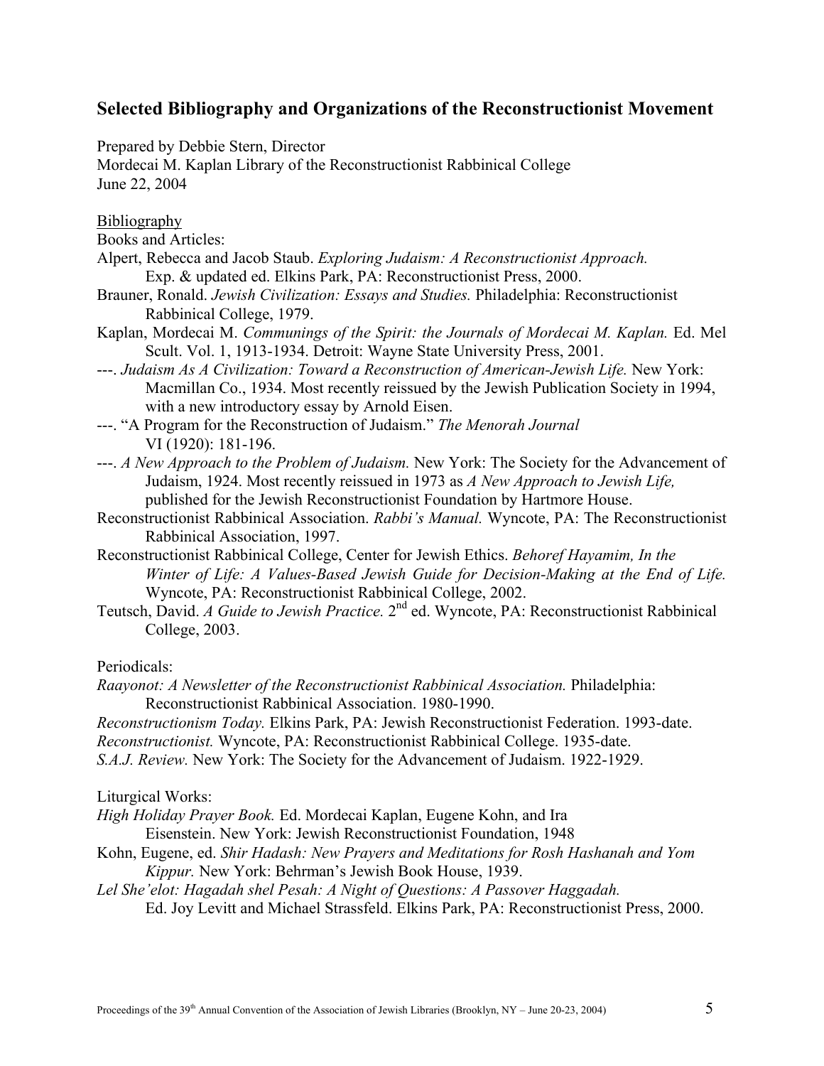## Selected Bibliography and Organizations of the Reconstructionist Movement

Prepared by Debbie Stern, Director
Mordecai M. Kaplan Library of the Reconstructionist Rabbinical College
June 22, 2004

<u>Bibliography</u>

Books and Articles:

Alpert, Rebecca and Jacob Staub. *Exploring Judaism: A Reconstructionist Approach.* Exp. & updated ed. Elkins Park, PA: Reconstructionist Press, 2000.

Brauner, Ronald. *Jewish Civilization: Essays and Studies.* Philadelphia: Reconstructionist Rabbinical College, 1979.

Kaplan, Mordecai M. *Communings of the Spirit: the Journals of Mordecai M. Kaplan.* Ed. Mel Scult. Vol. 1, 1913-1934. Detroit: Wayne State University Press, 2001.

---. *Judaism As A Civilization: Toward a Reconstruction of American-Jewish Life.* New York: Macmillan Co., 1934. Most recently reissued by the Jewish Publication Society in 1994, with a new introductory essay by Arnold Eisen.

---. "A Program for the Reconstruction of Judaism." *The Menorah Journal* VI (1920): 181-196.

---. *A New Approach to the Problem of Judaism.* New York: The Society for the Advancement of Judaism, 1924. Most recently reissued in 1973 as *A New Approach to Jewish Life,* published for the Jewish Reconstructionist Foundation by Hartmore House.

Reconstructionist Rabbinical Association. *Rabbi's Manual.* Wyncote, PA: The Reconstructionist Rabbinical Association, 1997.

Reconstructionist Rabbinical College, Center for Jewish Ethics. *Behoref Hayamim, In the Winter of Life: A Values-Based Jewish Guide for Decision-Making at the End of Life.* Wyncote, PA: Reconstructionist Rabbinical College, 2002.

Teutsch, David. *A Guide to Jewish Practice.* 2nd ed. Wyncote, PA: Reconstructionist Rabbinical College, 2003.

Periodicals:

*Raayonot: A Newsletter of the Reconstructionist Rabbinical Association.* Philadelphia: Reconstructionist Rabbinical Association. 1980-1990.

*Reconstructionism Today.* Elkins Park, PA: Jewish Reconstructionist Federation. 1993-date.

*Reconstructionist.* Wyncote, PA: Reconstructionist Rabbinical College. 1935-date.

*S.A.J. Review.* New York: The Society for the Advancement of Judaism. 1922-1929.

Liturgical Works:

*High Holiday Prayer Book.* Ed. Mordecai Kaplan, Eugene Kohn, and Ira Eisenstein. New York: Jewish Reconstructionist Foundation, 1948

Kohn, Eugene, ed. *Shir Hadash: New Prayers and Meditations for Rosh Hashanah and Yom Kippur.* New York: Behrman's Jewish Book House, 1939.

*Lel She'elot: Hagadah shel Pesah: A Night of Questions: A Passover Haggadah.* Ed. Joy Levitt and Michael Strassfeld. Elkins Park, PA: Reconstructionist Press, 2000.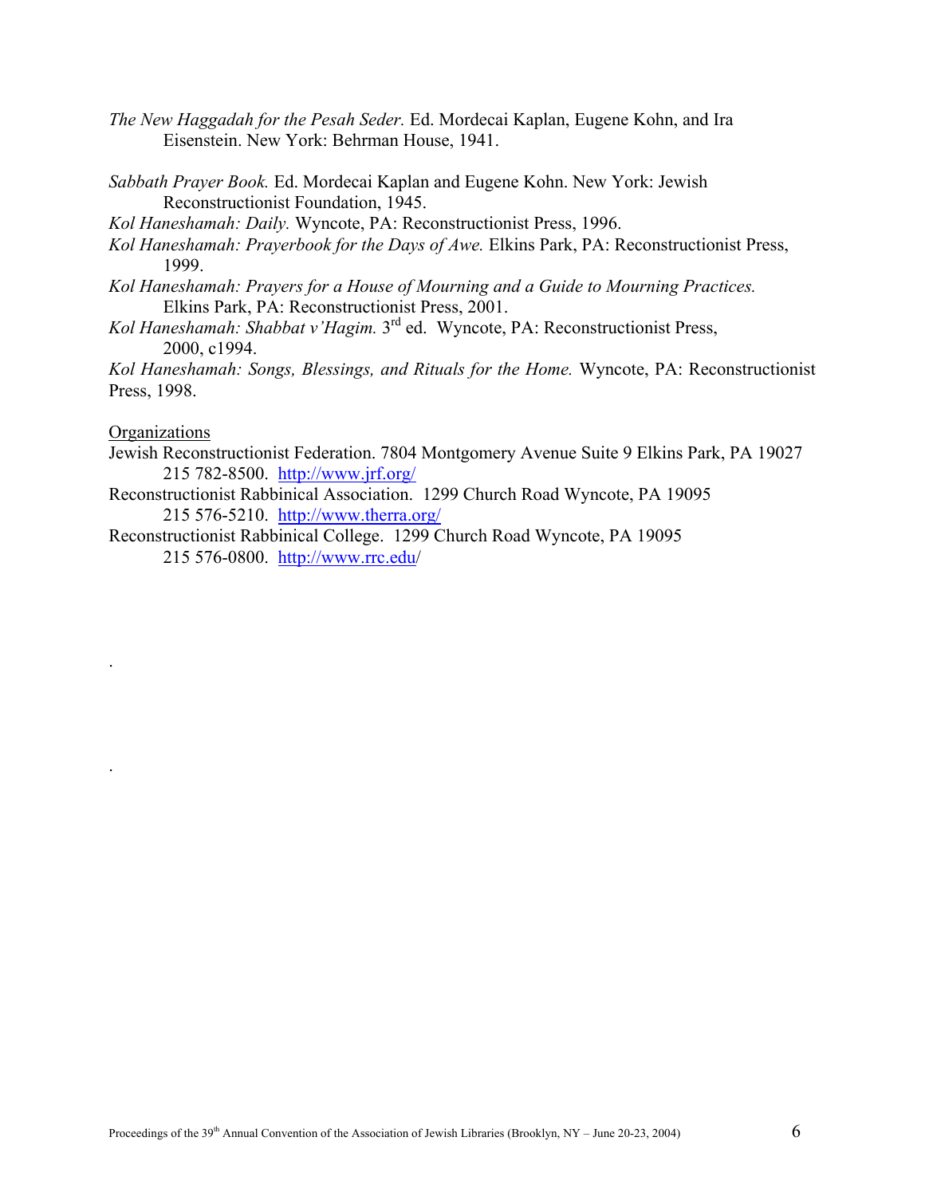*The New Haggadah for the Pesah Seder.* Ed. Mordecai Kaplan, Eugene Kohn, and Ira Eisenstein. New York: Behrman House, 1941.

*Sabbath Prayer Book.* Ed. Mordecai Kaplan and Eugene Kohn. New York: Jewish Reconstructionist Foundation, 1945.

*Kol Haneshamah: Daily.* Wyncote, PA: Reconstructionist Press, 1996.

*Kol Haneshamah: Prayerbook for the Days of Awe.* Elkins Park, PA: Reconstructionist Press, 1999.

*Kol Haneshamah: Prayers for a House of Mourning and a Guide to Mourning Practices.* Elkins Park, PA: Reconstructionist Press, 2001.

*Kol Haneshamah: Shabbat v'Hagim.* 3rd ed. Wyncote, PA: Reconstructionist Press, 2000, c1994.

*Kol Haneshamah: Songs, Blessings, and Rituals for the Home.* Wyncote, PA: Reconstructionist Press, 1998.

Organizations

Jewish Reconstructionist Federation. 7804 Montgomery Avenue Suite 9 Elkins Park, PA 19027 215 782-8500. http://www.jrf.org/

Reconstructionist Rabbinical Association. 1299 Church Road Wyncote, PA 19095 215 576-5210. http://www.therra.org/

Reconstructionist Rabbinical College. 1299 Church Road Wyncote, PA 19095 215 576-0800. http://www.rrc.edu/

.

.